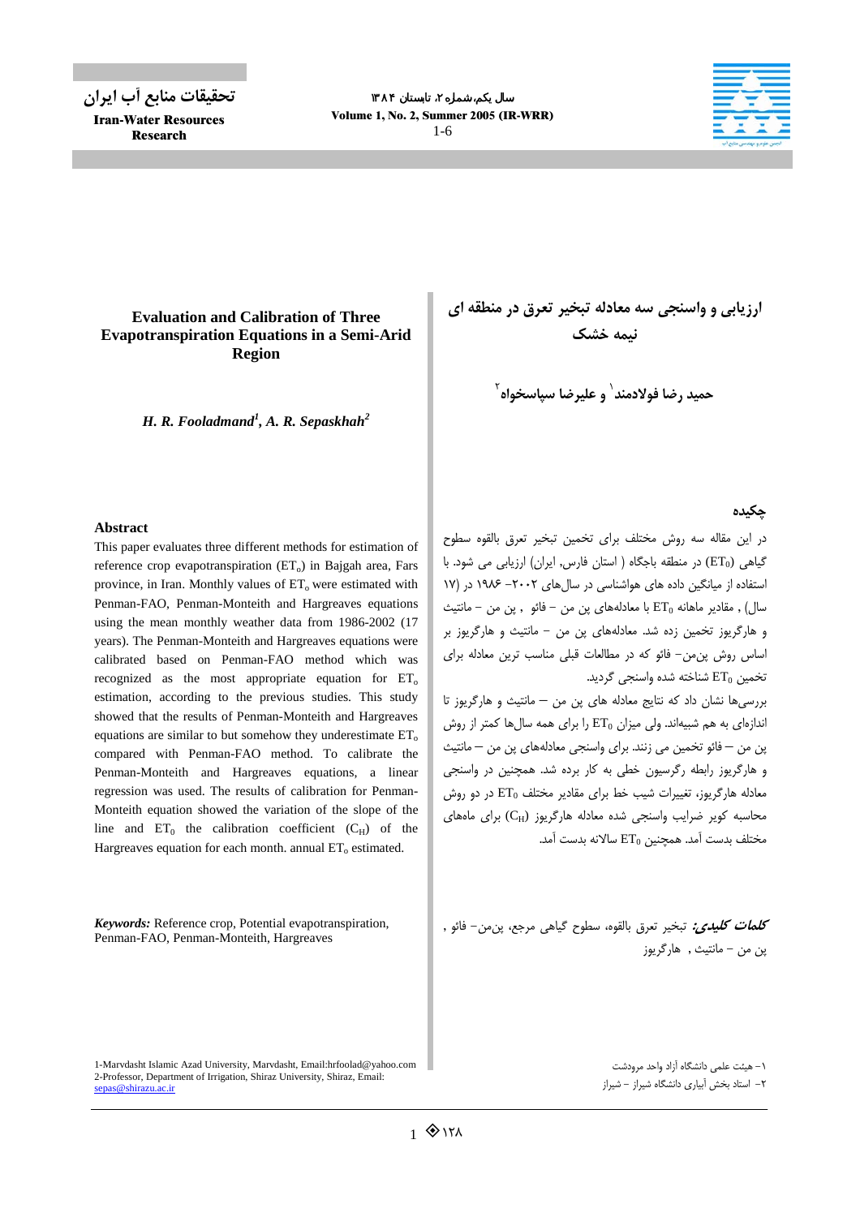# ارزیابی و واسنجی سه معادله تبخیر تعرق در منطقه ای نیمه خشک

**حمید رضا فولادمند[1] و علیرضا سپاسخواه[2]**

## چکیده

در این مقاله سه روش مختلف برای تخمین تبخیر تعرق بالقوه سطوح گیاهی ($ET_0$) در منطقه باجگاه ( استان فارس, ایران) ارزیابی می شود. با استفاده از میانگین داده های هواشناسی در سال‌های ۲۰۰۲- ۱۹۸۶ در (۱۷ سال) , مقادیر ماهانه $ET_0$ با معادله‌های پن من – فائو , پن من – مانتیث و هارگریوز تخمین زده شد. معادله‌های پن من – مانتیث و هارگریوز بر اساس روش پن‌من– فائو که در مطالعات قبلی مناسب ترین معادله برای تخمین $ET_0$ شناخته شده واسنجی گردید.

بررسی‌ها نشان داد که نتایج معادله های پن من – مانتیث و هارگریوز تا اندازه‌ای به هم شبیه‌اند. ولی میزان $ET_0$ را برای همه سال‌ها کمتر از روش پن من – فائو تخمین می زنند. برای واسنجی معادله‌های پن من – مانتیث و هارگریوز رابطه رگرسیون خطی به کار برده شد. همچنین در واسنجی معادله هارگریوز، تغییرات شیب خط برای مقادیر مختلف $ET_0$ در دو روش محاسبه کویر ضرایب واسنجی شده معادله هارگریوز ($C_H$) برای ماه‌های مختلف بدست آمد. همچنین $ET_0$ سالانه بدست آمد.

***کلمات کلیدی:*** تبخیر تعرق بالقوه، سطوح گیاهی مرجع، پن‌من– فائو , پن من – مانتیث , هارگریوز

۱– هیئت علمی دانشگاه آزاد واحد مرودشت
۲– استاد بخش آبیاری دانشگاه شیراز – شیراز

# Evaluation and Calibration of Three Evapotranspiration Equations in a Semi-Arid Region

***H. R. Fooladmand[1], A. R. Sepaskhah[2]***

## Abstract

This paper evaluates three different methods for estimation of reference crop evapotranspiration ($ET_o$) in Bajgah area, Fars province, in Iran. Monthly values of $ET_o$ were estimated with Penman-FAO, Penman-Monteith and Hargreaves equations using the mean monthly weather data from 1986-2002 (17 years). The Penman-Monteith and Hargreaves equations were calibrated based on Penman-FAO method which was recognized as the most appropriate equation for $ET_o$ estimation, according to the previous studies. This study showed that the results of Penman-Monteith and Hargreaves equations are similar to but somehow they underestimate $ET_o$ compared with Penman-FAO method. To calibrate the Penman-Monteith and Hargreaves equations, a linear regression was used. The results of calibration for Penman-Monteith equation showed the variation of the slope of the line and $ET_0$ the calibration coefficient ($C_H$) of the Hargreaves equation for each month. annual $ET_o$ estimated.

***Keywords:*** Reference crop, Potential evapotranspiration, Penman-FAO, Penman-Monteith, Hargreaves

1-Marvdasht Islamic Azad University, Marvdasht, Email:hrfoolad@yahoo.com
2-Professor, Department of Irrigation, Shiraz University, Shiraz, Email: sepas@shirazu.ac.ir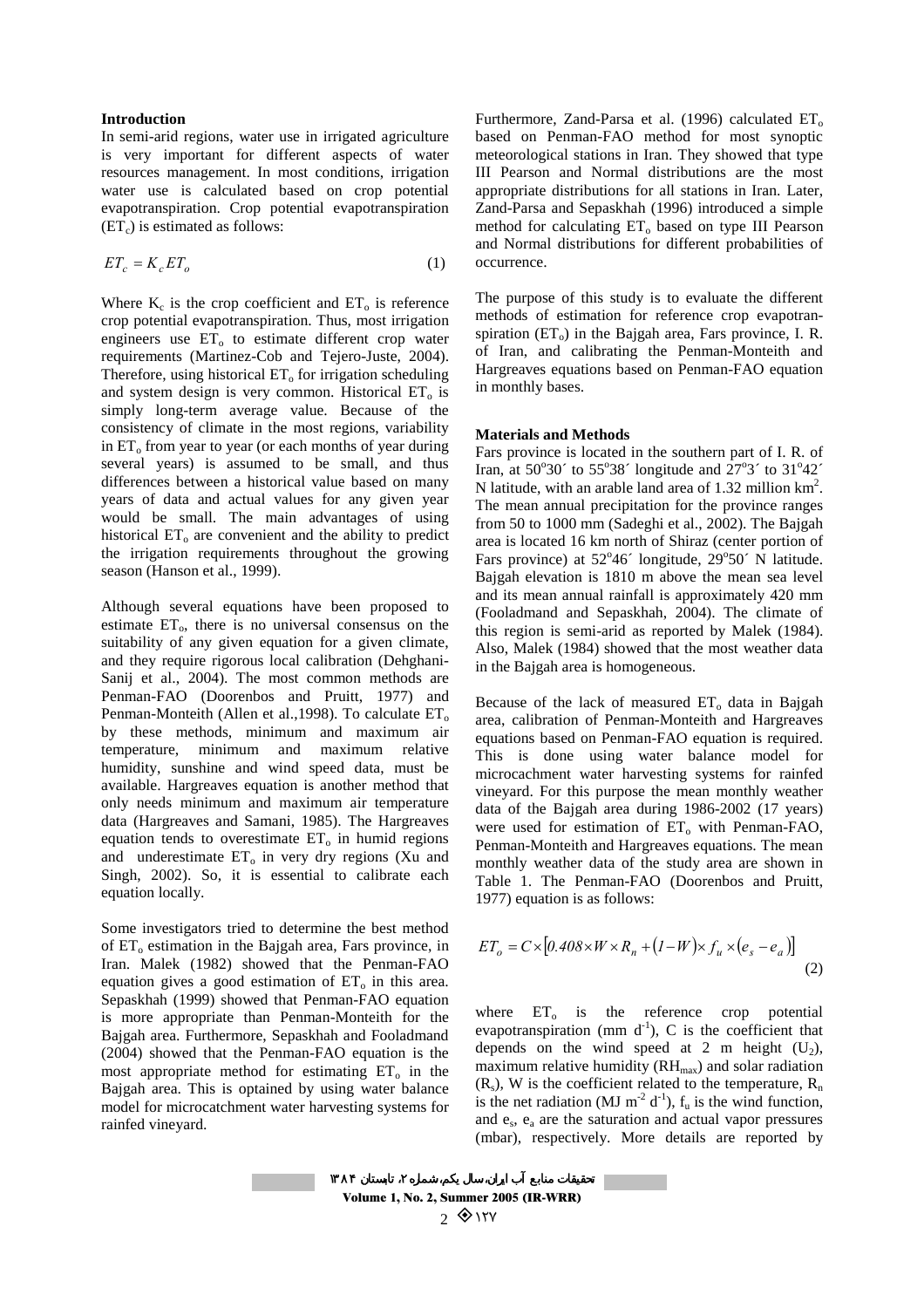### Introduction

In semi-arid regions, water use in irrigated agriculture is very important for different aspects of water resources management. In most conditions, irrigation water use is calculated based on crop potential evapotranspiration. Crop potential evapotranspiration ($ET_c$) is estimated as follows:

$$ET_c = K_c ET_o \tag{1}$$

Where $K_c$ is the crop coefficient and $ET_o$ is reference crop potential evapotranspiration. Thus, most irrigation engineers use $ET_o$ to estimate different crop water requirements (Martinez-Cob and Tejero-Juste, 2004). Therefore, using historical $ET_o$ for irrigation scheduling and system design is very common. Historical $ET_o$ is simply long-term average value. Because of the consistency of climate in the most regions, variability in $ET_o$ from year to year (or each months of year during several years) is assumed to be small, and thus differences between a historical value based on many years of data and actual values for any given year would be small. The main advantages of using historical $ET_o$ are convenient and the ability to predict the irrigation requirements throughout the growing season (Hanson et al., 1999).

Although several equations have been proposed to estimate $ET_o$, there is no universal consensus on the suitability of any given equation for a given climate, and they require rigorous local calibration (Dehghani-Sanij et al., 2004). The most common methods are Penman-FAO (Doorenbos and Pruitt, 1977) and Penman-Monteith (Allen et al.,1998). To calculate $ET_o$ by these methods, minimum and maximum air temperature, minimum and maximum relative humidity, sunshine and wind speed data, must be available. Hargreaves equation is another method that only needs minimum and maximum air temperature data (Hargreaves and Samani, 1985). The Hargreaves equation tends to overestimate $ET_o$ in humid regions and underestimate $ET_o$ in very dry regions (Xu and Singh, 2002). So, it is essential to calibrate each equation locally.

Some investigators tried to determine the best method of $ET_o$ estimation in the Bajgah area, Fars province, in Iran. Malek (1982) showed that the Penman-FAO equation gives a good estimation of $ET_o$ in this area. Sepaskhah (1999) showed that Penman-FAO equation is more appropriate than Penman-Monteith for the Bajgah area. Furthermore, Sepaskhah and Fooladmand (2004) showed that the Penman-FAO equation is the most appropriate method for estimating $ET_o$ in the Bajgah area. This is optained by using water balance model for microcatchment water harvesting systems for rainfed vineyard.

Furthermore, Zand-Parsa et al. (1996) calculated $ET_o$ based on Penman-FAO method for most synoptic meteorological stations in Iran. They showed that type III Pearson and Normal distributions are the most appropriate distributions for all stations in Iran. Later, Zand-Parsa and Sepaskhah (1996) introduced a simple method for calculating $ET_o$ based on type III Pearson and Normal distributions for different probabilities of occurrence.

The purpose of this study is to evaluate the different methods of estimation for reference crop evapotranspiration ($ET_o$) in the Bajgah area, Fars province, I. R. of Iran, and calibrating the Penman-Monteith and Hargreaves equations based on Penman-FAO equation in monthly bases.

### Materials and Methods

Fars province is located in the southern part of I. R. of Iran, at $50^o30'$ to $55^o38'$ longitude and $27^o3'$ to $31^o42'$ N latitude, with an arable land area of 1.32 million $km^2$. The mean annual precipitation for the province ranges from 50 to 1000 mm (Sadeghi et al., 2002). The Bajgah area is located 16 km north of Shiraz (center portion of Fars province) at $52^o46'$ longitude, $29^o50'$ N latitude. Bajgah elevation is 1810 m above the mean sea level and its mean annual rainfall is approximately 420 mm (Fooladmand and Sepaskhah, 2004). The climate of this region is semi-arid as reported by Malek (1984). Also, Malek (1984) showed that the most weather data in the Bajgah area is homogeneous.

Because of the lack of measured $ET_o$ data in Bajgah area, calibration of Penman-Monteith and Hargreaves equations based on Penman-FAO equation is required. This is done using water balance model for microcachment water harvesting systems for rainfed vineyard. For this purpose the mean monthly weather data of the Bajgah area during 1986-2002 (17 years) were used for estimation of $ET_o$ with Penman-FAO, Penman-Monteith and Hargreaves equations. The mean monthly weather data of the study area are shown in Table 1. The Penman-FAO (Doorenbos and Pruitt, 1977) equation is as follows:

$$ET_o = C \times \left[0.408 \times W \times R_n + (1 - W) \times f_u \times (e_s - e_a)\right] \tag{2}$$

where $ET_o$ is the reference crop potential evapotranspiration (mm $d^{-1}$), C is the coefficient that depends on the wind speed at 2 m height ($U_2$), maximum relative humidity ($RH_{max}$) and solar radiation ($R_s$), W is the coefficient related to the temperature, $R_n$ is the net radiation (MJ $m^{-2}$ $d^{-1}$), $f_u$ is the wind function, and $e_s$, $e_a$ are the saturation and actual vapor pressures (mbar), respectively. More details are reported by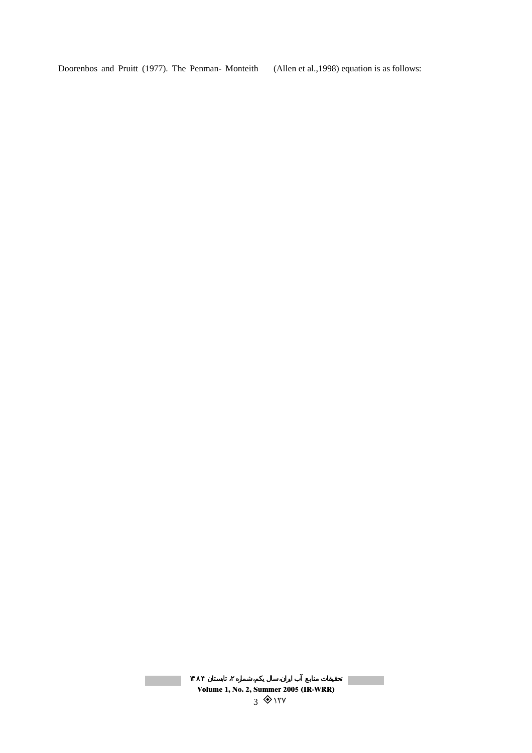Doorenbos and Pruitt (1977). The Penman- Monteith (Allen et al.,1998) equation is as follows: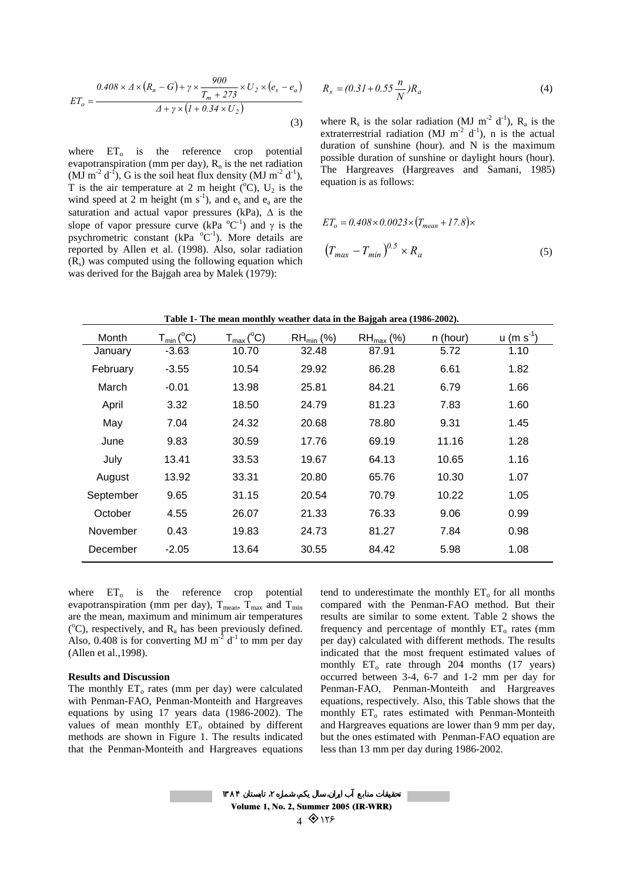$$ET_o = \frac{0.408 \times \Delta \times (R_n - G) + \gamma \times \frac{900}{T_m + 273} \times U_2 \times (e_s - e_a)}{\Delta + \gamma \times (1 + 0.34 \times U_2)} \quad (3)$$

where $ET_o$ is the reference crop potential evapotranspiration (mm per day), $R_n$ is the net radiation ($MJ\ m^{-2}\ d^{-1}$), G is the soil heat flux density ($MJ\ m^{-2}\ d^{-1}$), T is the air temperature at 2 m height ($^oC$), $U_2$ is the wind speed at 2 m height ($m\ s^{-1}$), and $e_s$ and $e_a$ are the saturation and actual vapor pressures (kPa), $\Delta$ is the slope of vapor pressure curve ($kPa\ ^oC^{-1}$) and $\gamma$ is the psychrometric constant ($kPa\ ^oC^{-1}$). More details are reported by Allen et al. (1998). Also, solar radiation ($R_s$) was computed using the following equation which was derived for the Bajgah area by Malek (1979):

$$R_s = (0.31 + 0.55 \frac{n}{N}) R_a \quad (4)$$

where $R_s$ is the solar radiation ($MJ\ m^{-2}\ d^{-1}$), $R_a$ is the extraterrestrial radiation ($MJ\ m^{-2}\ d^{-1}$), n is the actual duration of sunshine (hour). and N is the maximum possible duration of sunshine or daylight hours (hour). The Hargreaves (Hargreaves and Samani, 1985) equation is as follows:

$$ET_o = 0.408 \times 0.0023 \times (T_{mean} + 17.8) \times (T_{max} - T_{min})^{0.5} \times R_a \quad (5)$$

**Table 1- The mean monthly weather data in the Bajgah area (1986-2002).**

| Month | $T_{min}$ ($^oC$) | $T_{max}$ ($^oC$) | $RH_{min}$ (%) | $RH_{max}$ (%) | n (hour) | u ($m\ s^{-1}$) |
|---|---|---|---|---|---|---|
| January | -3.63 | 10.70 | 32.48 | 87.91 | 5.72 | 1.10 |
| February | -3.55 | 10.54 | 29.92 | 86.28 | 6.61 | 1.82 |
| March | -0.01 | 13.98 | 25.81 | 84.21 | 6.79 | 1.66 |
| April | 3.32 | 18.50 | 24.79 | 81.23 | 7.83 | 1.60 |
| May | 7.04 | 24.32 | 20.68 | 78.80 | 9.31 | 1.45 |
| June | 9.83 | 30.59 | 17.76 | 69.19 | 11.16 | 1.28 |
| July | 13.41 | 33.53 | 19.67 | 64.13 | 10.65 | 1.16 |
| August | 13.92 | 33.31 | 20.80 | 65.76 | 10.30 | 1.07 |
| September | 9.65 | 31.15 | 20.54 | 70.79 | 10.22 | 1.05 |
| October | 4.55 | 26.07 | 21.33 | 76.33 | 9.06 | 0.99 |
| November | 0.43 | 19.83 | 24.73 | 81.27 | 7.84 | 0.98 |
| December | -2.05 | 13.64 | 30.55 | 84.42 | 5.98 | 1.08 |

where $ET_o$ is the reference crop potential evapotranspiration (mm per day), $T_{mean}$, $T_{max}$ and $T_{min}$ are the mean, maximum and minimum air temperatures ($^oC$), respectively, and $R_a$ has been previously defined. Also, 0.408 is for converting $MJ\ m^{-2}\ d^{-1}$ to mm per day (Allen et al.,1998).

### Results and Discussion

The monthly $ET_o$ rates (mm per day) were calculated with Penman-FAO, Penman-Monteith and Hargreaves equations by using 17 years data (1986-2002). The values of mean monthly $ET_o$ obtained by different methods are shown in Figure 1. The results indicated that the Penman-Monteith and Hargreaves equations tend to underestimate the monthly $ET_o$ for all months compared with the Penman-FAO method. But their results are similar to some extent. Table 2 shows the frequency and percentage of monthly $ET_o$ rates (mm per day) calculated with different methods. The results indicated that the most frequent estimated values of monthly $ET_o$ rate through 204 months (17 years) occurred between 3-4, 6-7 and 1-2 mm per day for Penman-FAO, Penman-Monteith and Hargreaves equations, respectively. Also, this Table shows that the monthly $ET_o$ rates estimated with Penman-Monteith and Hargreaves equations are lower than 9 mm per day, but the ones estimated with Penman-FAO equation are less than 13 mm per day during 1986-2002.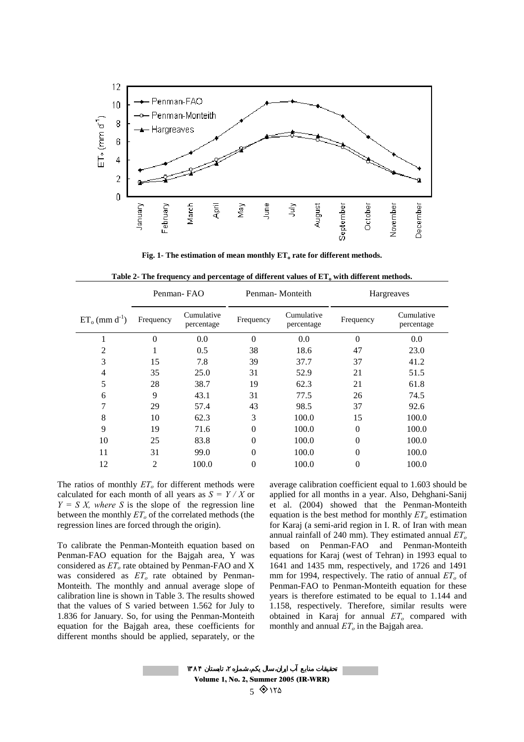Fig. 1- The estimation of mean monthly $ET_o$ rate for different methods.

Table 2- The frequency and percentage of different values of $ET_o$ with different methods.

| | Penman- FAO | | Penman- Monteith | | Hargreaves | |
|---|---|---|---|---|---|---|
| $ET_o$ (mm $d^{-1}$) | Frequency | Cumulative percentage | Frequency | Cumulative percentage | Frequency | Cumulative percentage |
| 1 | 0 | 0.0 | 0 | 0.0 | 0 | 0.0 |
| 2 | 1 | 0.5 | 38 | 18.6 | 47 | 23.0 |
| 3 | 15 | 7.8 | 39 | 37.7 | 37 | 41.2 |
| 4 | 35 | 25.0 | 31 | 52.9 | 21 | 51.5 |
| 5 | 28 | 38.7 | 19 | 62.3 | 21 | 61.8 |
| 6 | 9 | 43.1 | 31 | 77.5 | 26 | 74.5 |
| 7 | 29 | 57.4 | 43 | 98.5 | 37 | 92.6 |
| 8 | 10 | 62.3 | 3 | 100.0 | 15 | 100.0 |
| 9 | 19 | 71.6 | 0 | 100.0 | 0 | 100.0 |
| 10 | 25 | 83.8 | 0 | 100.0 | 0 | 100.0 |
| 11 | 31 | 99.0 | 0 | 100.0 | 0 | 100.0 |
| 12 | 2 | 100.0 | 0 | 100.0 | 0 | 100.0 |

The ratios of monthly $ET_o$ for different methods were calculated for each month of all years as $S = Y / X$ or $Y = S X$, *where S* is the slope of the regression line between the monthly $ET_o$ of the correlated methods (the regression lines are forced through the origin).

To calibrate the Penman-Monteith equation based on Penman-FAO equation for the Bajgah area, Y was considered as $ET_o$ rate obtained by Penman-FAO and X was considered as $ET_o$ rate obtained by Penman-Monteith. The monthly and annual average slope of calibration line is shown in Table 3. The results showed that the values of S varied between 1.562 for July to 1.836 for January. So, for using the Penman-Monteith equation for the Bajgah area, these coefficients for different months should be applied, separately, or the average calibration coefficient equal to 1.603 should be applied for all months in a year. Also, Dehghani-Sanij et al. (2004) showed that the Penman-Monteith equation is the best method for monthly $ET_o$ estimation for Karaj (a semi-arid region in I. R. of Iran with mean annual rainfall of 240 mm). They estimated annual $ET_o$ based on Penman-FAO and Penman-Monteith equations for Karaj (west of Tehran) in 1993 equal to 1641 and 1435 mm, respectively, and 1726 and 1491 mm for 1994, respectively. The ratio of annual $ET_o$ of Penman-FAO to Penman-Monteith equation for these years is therefore estimated to be equal to 1.144 and 1.158, respectively. Therefore, similar results were obtained in Karaj for annual $ET_o$ compared with monthly and annual $ET_o$ in the Bajgah area.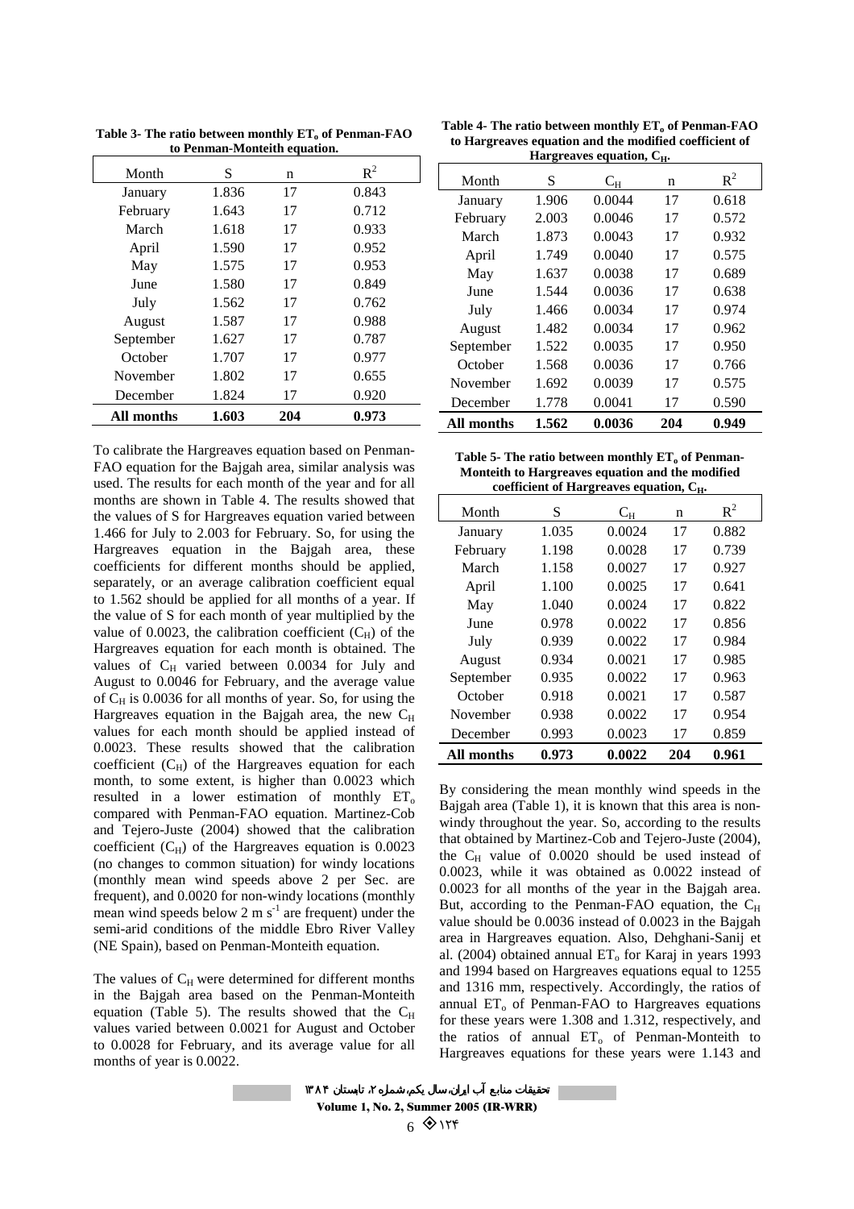**Table 3- The ratio between monthly $ET_o$ of Penman-FAO to Penman-Monteith equation.**

| Month | S | n | $R^2$ |
|---|---|---|---|
| January | 1.836 | 17 | 0.843 |
| February | 1.643 | 17 | 0.712 |
| March | 1.618 | 17 | 0.933 |
| April | 1.590 | 17 | 0.952 |
| May | 1.575 | 17 | 0.953 |
| June | 1.580 | 17 | 0.849 |
| July | 1.562 | 17 | 0.762 |
| August | 1.587 | 17 | 0.988 |
| September | 1.627 | 17 | 0.787 |
| October | 1.707 | 17 | 0.977 |
| November | 1.802 | 17 | 0.655 |
| December | 1.824 | 17 | 0.920 |
| **All months** | **1.603** | **204** | **0.973** |

To calibrate the Hargreaves equation based on Penman-FAO equation for the Bajgah area, similar analysis was used. The results for each month of the year and for all months are shown in Table 4. The results showed that the values of S for Hargreaves equation varied between 1.466 for July to 2.003 for February. So, for using the Hargreaves equation in the Bajgah area, these coefficients for different months should be applied, separately, or an average calibration coefficient equal to 1.562 should be applied for all months of a year. If the value of S for each month of year multiplied by the value of 0.0023, the calibration coefficient ($C_H$) of the Hargreaves equation for each month is obtained. The values of $C_H$ varied between 0.0034 for July and August to 0.0046 for February, and the average value of $C_H$ is 0.0036 for all months of year. So, for using the Hargreaves equation in the Bajgah area, the new $C_H$ values for each month should be applied instead of 0.0023. These results showed that the calibration coefficient ($C_H$) of the Hargreaves equation for each month, to some extent, is higher than 0.0023 which resulted in a lower estimation of monthly $ET_o$ compared with Penman-FAO equation. Martinez-Cob and Tejero-Juste (2004) showed that the calibration coefficient ($C_H$) of the Hargreaves equation is 0.0023 (no changes to common situation) for windy locations (monthly mean wind speeds above 2 per Sec. are frequent), and 0.0020 for non-windy locations (monthly mean wind speeds below 2 m $s^{-1}$ are frequent) under the semi-arid conditions of the middle Ebro River Valley (NE Spain), based on Penman-Monteith equation.

The values of $C_H$ were determined for different months in the Bajgah area based on the Penman-Monteith equation (Table 5). The results showed that the $C_H$ values varied between 0.0021 for August and October to 0.0028 for February, and its average value for all months of year is 0.0022.

**Table 4- The ratio between monthly $ET_o$ of Penman-FAO to Hargreaves equation and the modified coefficient of Hargreaves equation, $C_H$.**

| Month | S | $C_H$ | n | $R^2$ |
|---|---|---|---|---|
| January | 1.906 | 0.0044 | 17 | 0.618 |
| February | 2.003 | 0.0046 | 17 | 0.572 |
| March | 1.873 | 0.0043 | 17 | 0.932 |
| April | 1.749 | 0.0040 | 17 | 0.575 |
| May | 1.637 | 0.0038 | 17 | 0.689 |
| June | 1.544 | 0.0036 | 17 | 0.638 |
| July | 1.466 | 0.0034 | 17 | 0.974 |
| August | 1.482 | 0.0034 | 17 | 0.962 |
| September | 1.522 | 0.0035 | 17 | 0.950 |
| October | 1.568 | 0.0036 | 17 | 0.766 |
| November | 1.692 | 0.0039 | 17 | 0.575 |
| December | 1.778 | 0.0041 | 17 | 0.590 |
| **All months** | **1.562** | **0.0036** | **204** | **0.949** |

**Table 5- The ratio between monthly $ET_o$ of Penman-Monteith to Hargreaves equation and the modified coefficient of Hargreaves equation, $C_H$.**

| Month | S | $C_H$ | n | $R^2$ |
|---|---|---|---|---|
| January | 1.035 | 0.0024 | 17 | 0.882 |
| February | 1.198 | 0.0028 | 17 | 0.739 |
| March | 1.158 | 0.0027 | 17 | 0.927 |
| April | 1.100 | 0.0025 | 17 | 0.641 |
| May | 1.040 | 0.0024 | 17 | 0.822 |
| June | 0.978 | 0.0022 | 17 | 0.856 |
| July | 0.939 | 0.0022 | 17 | 0.984 |
| August | 0.934 | 0.0021 | 17 | 0.985 |
| September | 0.935 | 0.0022 | 17 | 0.963 |
| October | 0.918 | 0.0021 | 17 | 0.587 |
| November | 0.938 | 0.0022 | 17 | 0.954 |
| December | 0.993 | 0.0023 | 17 | 0.859 |
| **All months** | **0.973** | **0.0022** | **204** | **0.961** |

By considering the mean monthly wind speeds in the Bajgah area (Table 1), it is known that this area is non-windy throughout the year. So, according to the results that obtained by Martinez-Cob and Tejero-Juste (2004), the $C_H$ value of 0.0020 should be used instead of 0.0023, while it was obtained as 0.0022 instead of 0.0023 for all months of the year in the Bajgah area. But, according to the Penman-FAO equation, the $C_H$ value should be 0.0036 instead of 0.0023 in the Bajgah area in Hargreaves equation. Also, Dehghani-Sanij et al. (2004) obtained annual $ET_o$ for Karaj in years 1993 and 1994 based on Hargreaves equations equal to 1255 and 1316 mm, respectively. Accordingly, the ratios of annual $ET_o$ of Penman-FAO to Hargreaves equations for these years were 1.308 and 1.312, respectively, and the ratios of annual $ET_o$ of Penman-Monteith to Hargreaves equations for these years were 1.143 and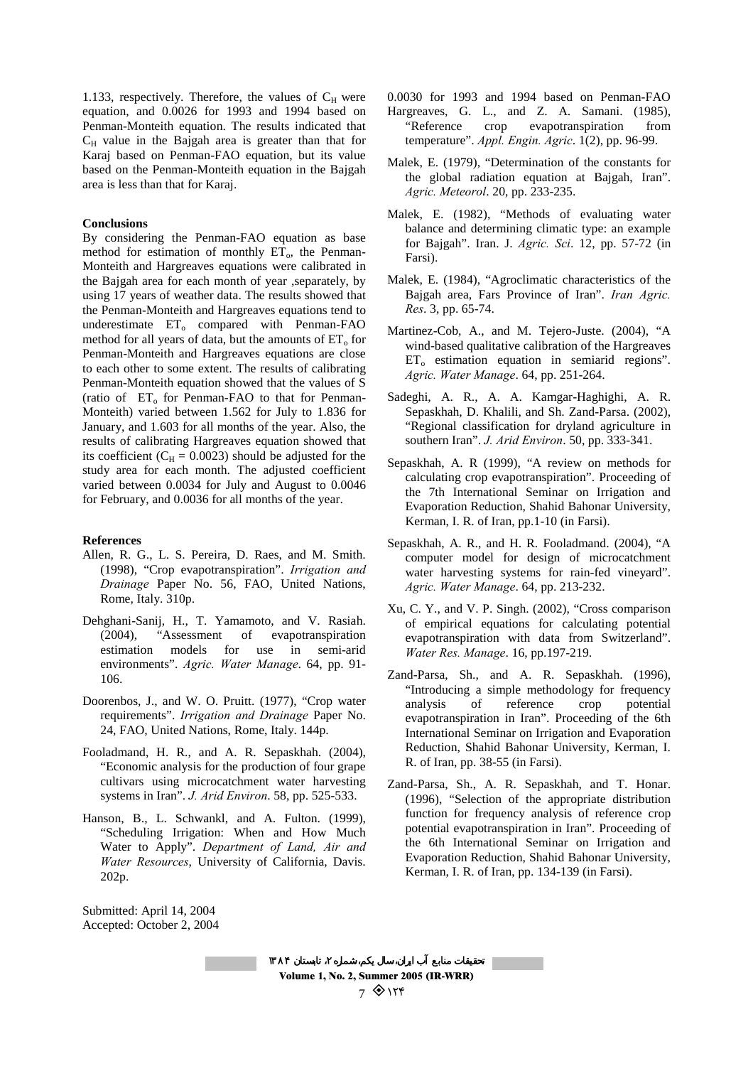1.133, respectively. Therefore, the values of $C_H$ were 0.0030 for 1993 and 1994 based on Penman-FAO equation, and 0.0026 for 1993 and 1994 based on Penman-Monteith equation. The results indicated that $C_H$ value in the Bajgah area is greater than that for Karaj based on Penman-FAO equation, but its value based on the Penman-Monteith equation in the Bajgah area is less than that for Karaj.

**Conclusions**

By considering the Penman-FAO equation as base method for estimation of monthly $ET_o$, the Penman-Monteith and Hargreaves equations were calibrated in the Bajgah area for each month of year ,separately, by using 17 years of weather data. The results showed that the Penman-Monteith and Hargreaves equations tend to underestimate $ET_o$ compared with Penman-FAO method for all years of data, but the amounts of $ET_o$ for Penman-Monteith and Hargreaves equations are close to each other to some extent. The results of calibrating Penman-Monteith equation showed that the values of S (ratio of $ET_o$ for Penman-FAO to that for Penman-Monteith) varied between 1.562 for July to 1.836 for January, and 1.603 for all months of the year. Also, the results of calibrating Hargreaves equation showed that its coefficient ($C_H = 0.0023$) should be adjusted for the study area for each month. The adjusted coefficient varied between 0.0034 for July and August to 0.0046 for February, and 0.0036 for all months of the year.

**References**

- Allen, R. G., L. S. Pereira, D. Raes, and M. Smith. (1998), "Crop evapotranspiration". *Irrigation and Drainage* Paper No. 56, FAO, United Nations, Rome, Italy. 310p.
- Dehghani-Sanij, H., T. Yamamoto, and V. Rasiah. (2004), "Assessment of evapotranspiration estimation models for use in semi-arid environments". *Agric. Water Manage*. 64, pp. 91-106.
- Doorenbos, J., and W. O. Pruitt. (1977), "Crop water requirements". *Irrigation and Drainage* Paper No. 24, FAO, United Nations, Rome, Italy. 144p.
- Fooladmand, H. R., and A. R. Sepaskhah. (2004), "Economic analysis for the production of four grape cultivars using microcatchment water harvesting systems in Iran". *J. Arid Environ*. 58, pp. 525-533.
- Hanson, B., L. Schwankl, and A. Fulton. (1999), "Scheduling Irrigation: When and How Much Water to Apply". *Department of Land, Air and Water Resources*, University of California, Davis. 202p.
- Hargreaves, G. L., and Z. A. Samani. (1985), "Reference crop evapotranspiration from temperature". *Appl. Engin. Agric*. 1(2), pp. 96-99.
- Malek, E. (1979), "Determination of the constants for the global radiation equation at Bajgah, Iran". *Agric. Meteorol*. 20, pp. 233-235.
- Malek, E. (1982), "Methods of evaluating water balance and determining climatic type: an example for Bajgah". Iran. J. *Agric. Sci*. 12, pp. 57-72 (in Farsi).
- Malek, E. (1984), "Agroclimatic characteristics of the Bajgah area, Fars Province of Iran". *Iran Agric. Res*. 3, pp. 65-74.
- Martinez-Cob, A., and M. Tejero-Juste. (2004), "A wind-based qualitative calibration of the Hargreaves $ET_o$ estimation equation in semiarid regions". *Agric. Water Manage*. 64, pp. 251-264.
- Sadeghi, A. R., A. A. Kamgar-Haghighi, A. R. Sepaskhah, D. Khalili, and Sh. Zand-Parsa. (2002), "Regional classification for dryland agriculture in southern Iran". *J. Arid Environ*. 50, pp. 333-341.
- Sepaskhah, A. R (1999), "A review on methods for calculating crop evapotranspiration". Proceeding of the 7th International Seminar on Irrigation and Evaporation Reduction, Shahid Bahonar University, Kerman, I. R. of Iran, pp.1-10 (in Farsi).
- Sepaskhah, A. R., and H. R. Fooladmand. (2004), "A computer model for design of microcatchment water harvesting systems for rain-fed vineyard". *Agric. Water Manage*. 64, pp. 213-232.
- Xu, C. Y., and V. P. Singh. (2002), "Cross comparison of empirical equations for calculating potential evapotranspiration with data from Switzerland". *Water Res. Manage*. 16, pp.197-219.
- Zand-Parsa, Sh., and A. R. Sepaskhah. (1996), "Introducing a simple methodology for frequency analysis of reference crop potential evapotranspiration in Iran". Proceeding of the 6th International Seminar on Irrigation and Evaporation Reduction, Shahid Bahonar University, Kerman, I. R. of Iran, pp. 38-55 (in Farsi).
- Zand-Parsa, Sh., A. R. Sepaskhah, and T. Honar. (1996), "Selection of the appropriate distribution function for frequency analysis of reference crop potential evapotranspiration in Iran". Proceeding of the 6th International Seminar on Irrigation and Evaporation Reduction, Shahid Bahonar University, Kerman, I. R. of Iran, pp. 134-139 (in Farsi).

Submitted: April 14, 2004
Accepted: October 2, 2004